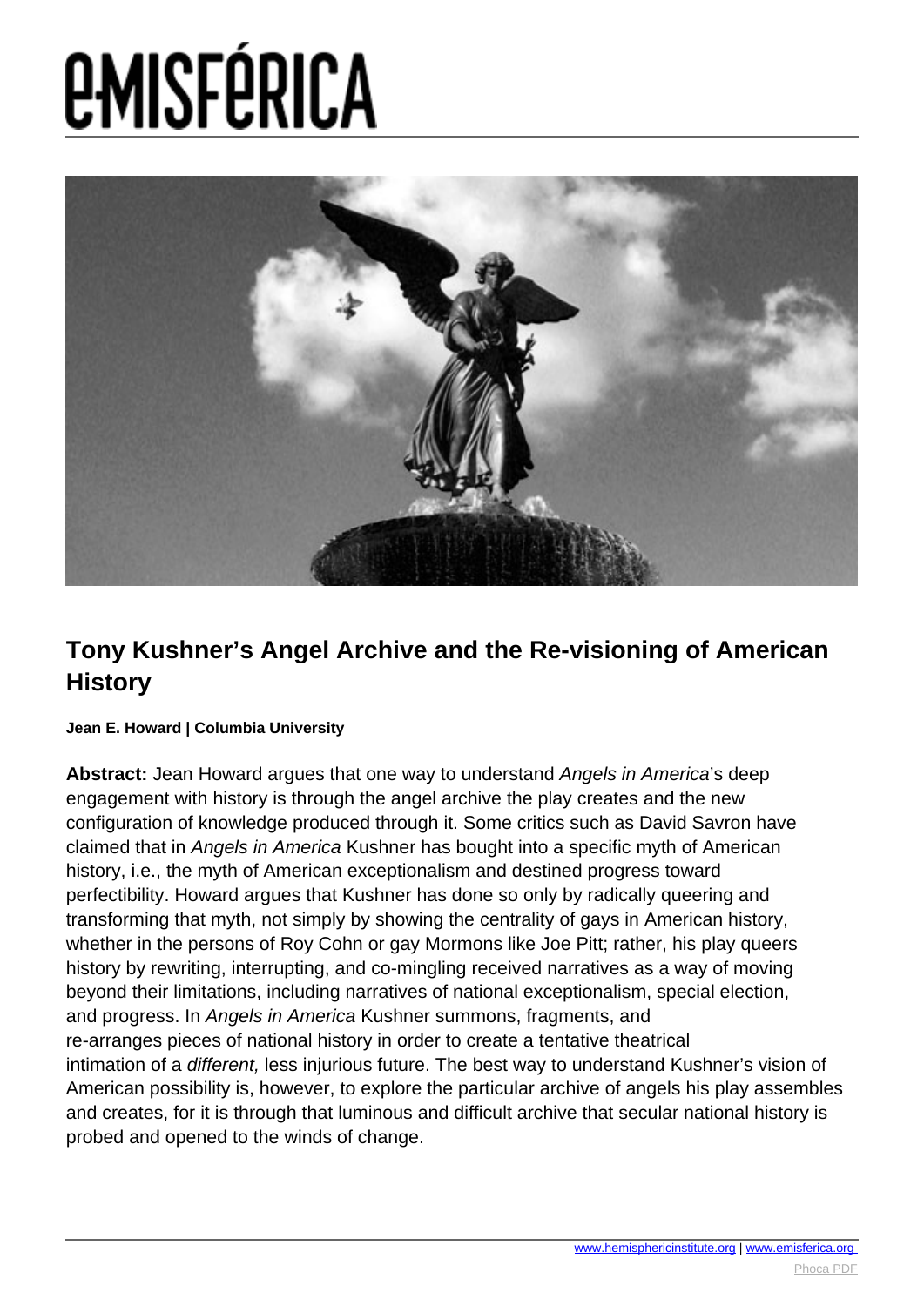# Tony Kushner's Angel Archive and the Re-visioning of American History

**Jean E. Howard | Columbia University**

**Abstract:** Jean Howard argues that one way to understand *Angels in America*'s deep engagement with history is through the angel archive the play creates and the new configuration of knowledge produced through it. Some critics such as David Savron have claimed that in *Angels in America* Kushner has bought into a specific myth of American history, i.e., the myth of American exceptionalism and destined progress toward perfectibility. Howard argues that Kushner has done so only by radically queering and transforming that myth, not simply by showing the centrality of gays in American history, whether in the persons of Roy Cohn or gay Mormons like Joe Pitt; rather, his play queers history by rewriting, interrupting, and co-mingling received narratives as a way of moving beyond their limitations, including narratives of national exceptionalism, special election, and progress. In *Angels in America* Kushner summons, fragments, and re-arranges pieces of national history in order to create a tentative theatrical intimation of a *different,* less injurious future. The best way to understand Kushner's vision of American possibility is, however, to explore the particular archive of angels his play assembles and creates, for it is through that luminous and difficult archive that secular national history is probed and opened to the winds of change.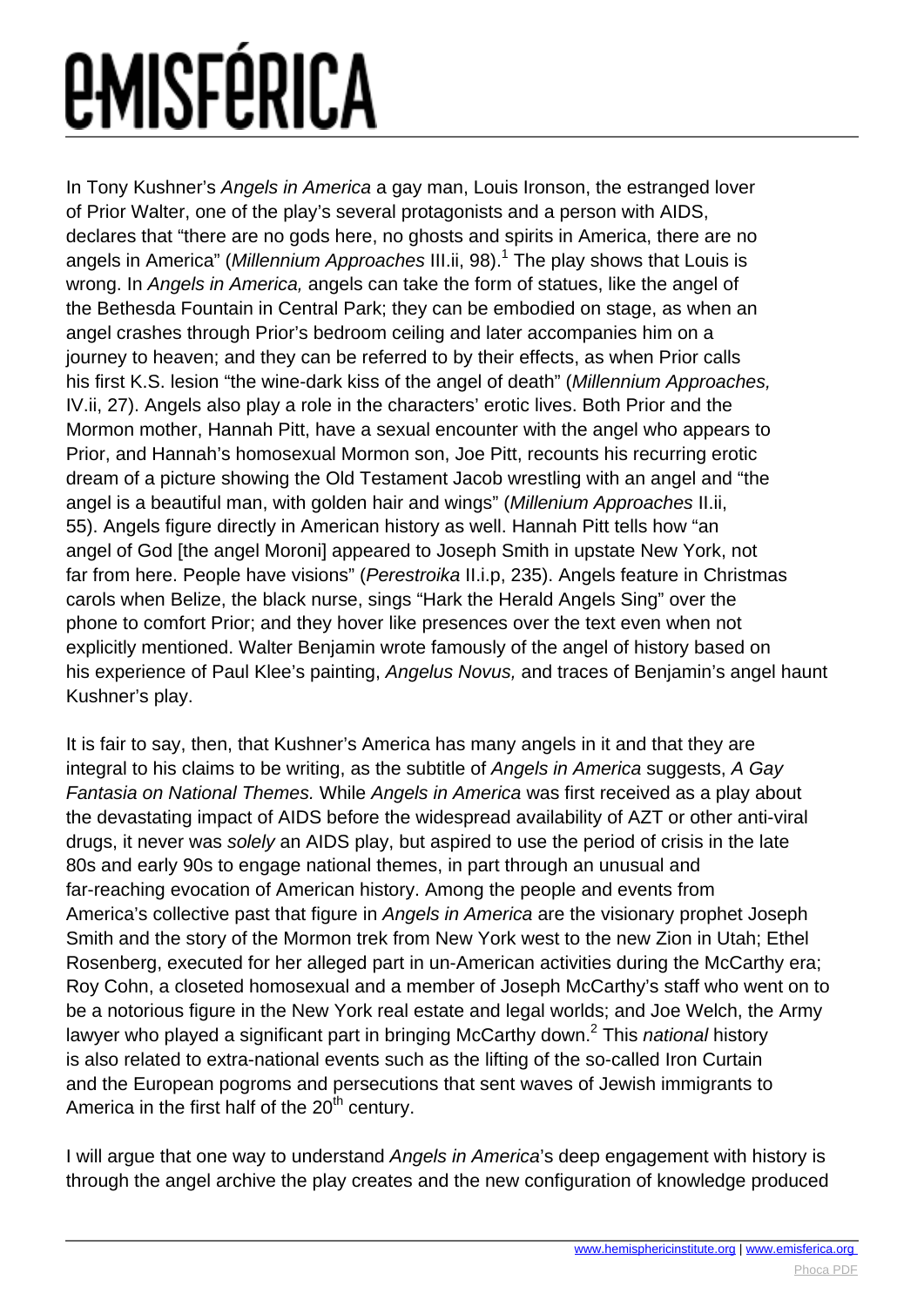In Tony Kushner's *Angels in America* a gay man, Louis Ironson, the estranged lover of Prior Walter, one of the play's several protagonists and a person with AIDS, declares that "there are no gods here, no ghosts and spirits in America, there are no angels in America" (*Millennium Approaches* III.ii, 98).[1] The play shows that Louis is wrong. In *Angels in America,* angels can take the form of statues, like the angel of the Bethesda Fountain in Central Park; they can be embodied on stage, as when an angel crashes through Prior's bedroom ceiling and later accompanies him on a journey to heaven; and they can be referred to by their effects, as when Prior calls his first K.S. lesion "the wine-dark kiss of the angel of death" (*Millennium Approaches,* IV.ii, 27). Angels also play a role in the characters' erotic lives. Both Prior and the Mormon mother, Hannah Pitt, have a sexual encounter with the angel who appears to Prior, and Hannah's homosexual Mormon son, Joe Pitt, recounts his recurring erotic dream of a picture showing the Old Testament Jacob wrestling with an angel and "the angel is a beautiful man, with golden hair and wings" (*Millenium Approaches* II.ii, 55). Angels figure directly in American history as well. Hannah Pitt tells how "an angel of God [the angel Moroni] appeared to Joseph Smith in upstate New York, not far from here. People have visions" (*Perestroika* II.i.p, 235). Angels feature in Christmas carols when Belize, the black nurse, sings "Hark the Herald Angels Sing" over the phone to comfort Prior; and they hover like presences over the text even when not explicitly mentioned. Walter Benjamin wrote famously of the angel of history based on his experience of Paul Klee's painting, *Angelus Novus,* and traces of Benjamin's angel haunt Kushner's play.

It is fair to say, then, that Kushner's America has many angels in it and that they are integral to his claims to be writing, as the subtitle of *Angels in America* suggests, *A Gay Fantasia on National Themes.* While *Angels in America* was first received as a play about the devastating impact of AIDS before the widespread availability of AZT or other anti-viral drugs, it never was *solely* an AIDS play, but aspired to use the period of crisis in the late 80s and early 90s to engage national themes, in part through an unusual and far-reaching evocation of American history. Among the people and events from America's collective past that figure in *Angels in America* are the visionary prophet Joseph Smith and the story of the Mormon trek from New York west to the new Zion in Utah; Ethel Rosenberg, executed for her alleged part in un-American activities during the McCarthy era; Roy Cohn, a closeted homosexual and a member of Joseph McCarthy's staff who went on to be a notorious figure in the New York real estate and legal worlds; and Joe Welch, the Army lawyer who played a significant part in bringing McCarthy down.[2] This *national* history is also related to extra-national events such as the lifting of the so-called Iron Curtain and the European pogroms and persecutions that sent waves of Jewish immigrants to America in the first half of the 20th century.

I will argue that one way to understand *Angels in America*'s deep engagement with history is through the angel archive the play creates and the new configuration of knowledge produced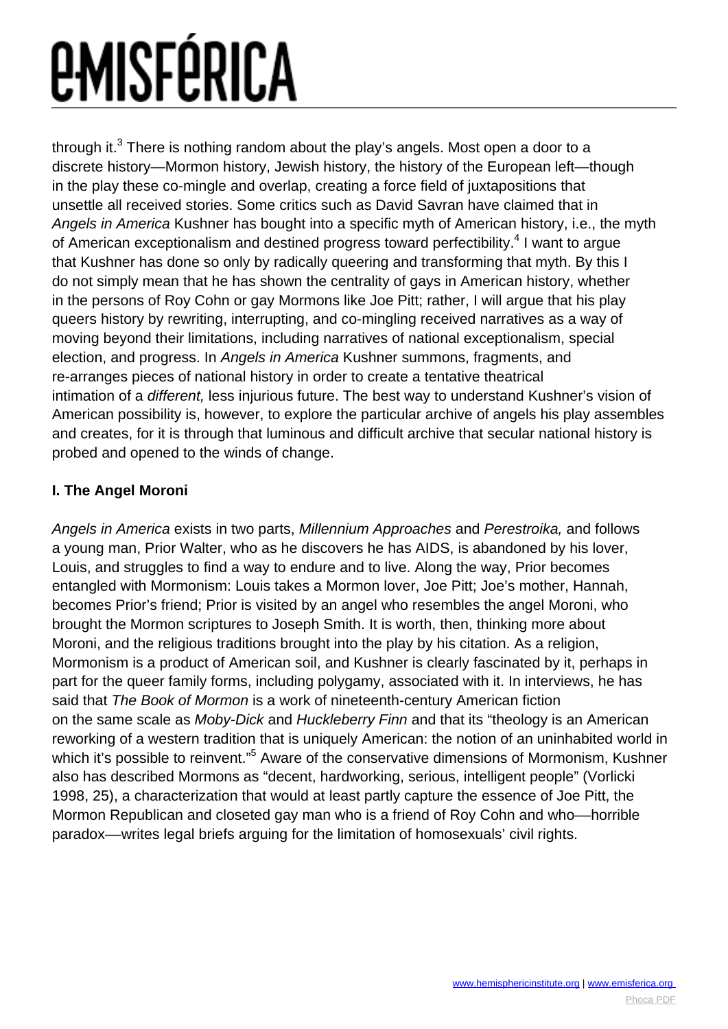through it.[3] There is nothing random about the play's angels. Most open a door to a discrete history—Mormon history, Jewish history, the history of the European left—though in the play these co-mingle and overlap, creating a force field of juxtapositions that unsettle all received stories. Some critics such as David Savran have claimed that in *Angels in America* Kushner has bought into a specific myth of American history, i.e., the myth of American exceptionalism and destined progress toward perfectibility.[4] I want to argue that Kushner has done so only by radically queering and transforming that myth. By this I do not simply mean that he has shown the centrality of gays in American history, whether in the persons of Roy Cohn or gay Mormons like Joe Pitt; rather, I will argue that his play queers history by rewriting, interrupting, and co-mingling received narratives as a way of moving beyond their limitations, including narratives of national exceptionalism, special election, and progress. In *Angels in America* Kushner summons, fragments, and re-arranges pieces of national history in order to create a tentative theatrical intimation of a *different,* less injurious future. The best way to understand Kushner's vision of American possibility is, however, to explore the particular archive of angels his play assembles and creates, for it is through that luminous and difficult archive that secular national history is probed and opened to the winds of change.

**I. The Angel Moroni**

*Angels in America* exists in two parts, *Millennium Approaches* and *Perestroika,* and follows a young man, Prior Walter, who as he discovers he has AIDS, is abandoned by his lover, Louis, and struggles to find a way to endure and to live. Along the way, Prior becomes entangled with Mormonism: Louis takes a Mormon lover, Joe Pitt; Joe's mother, Hannah, becomes Prior's friend; Prior is visited by an angel who resembles the angel Moroni, who brought the Mormon scriptures to Joseph Smith. It is worth, then, thinking more about Moroni, and the religious traditions brought into the play by his citation. As a religion, Mormonism is a product of American soil, and Kushner is clearly fascinated by it, perhaps in part for the queer family forms, including polygamy, associated with it. In interviews, he has said that *The Book of Mormon* is a work of nineteenth-century American fiction on the same scale as *Moby-Dick* and *Huckleberry Finn* and that its "theology is an American reworking of a western tradition that is uniquely American: the notion of an uninhabited world in which it's possible to reinvent."[5] Aware of the conservative dimensions of Mormonism, Kushner also has described Mormons as "decent, hardworking, serious, intelligent people" (Vorlicki 1998, 25), a characterization that would at least partly capture the essence of Joe Pitt, the Mormon Republican and closeted gay man who is a friend of Roy Cohn and who—horrible paradox—writes legal briefs arguing for the limitation of homosexuals' civil rights.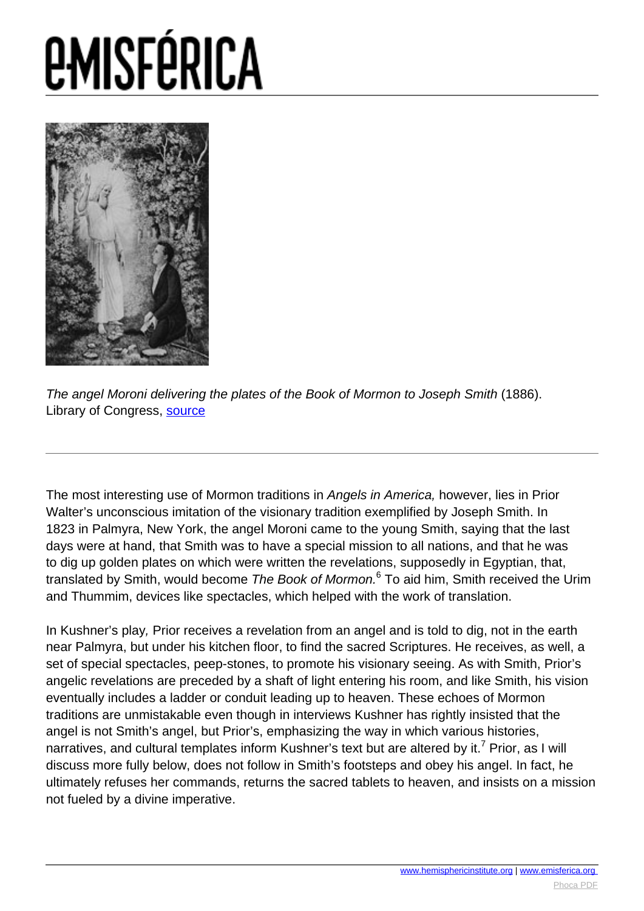*The angel Moroni delivering the plates of the Book of Mormon to Joseph Smith* (1886). Library of Congress, source

The most interesting use of Mormon traditions in *Angels in America,* however, lies in Prior Walter's unconscious imitation of the visionary tradition exemplified by Joseph Smith. In 1823 in Palmyra, New York, the angel Moroni came to the young Smith, saying that the last days were at hand, that Smith was to have a special mission to all nations, and that he was to dig up golden plates on which were written the revelations, supposedly in Egyptian, that, translated by Smith, would become *The Book of Mormon.*[6] To aid him, Smith received the Urim and Thummim, devices like spectacles, which helped with the work of translation.

In Kushner's play*,* Prior receives a revelation from an angel and is told to dig, not in the earth near Palmyra, but under his kitchen floor, to find the sacred Scriptures. He receives, as well, a set of special spectacles, peep-stones, to promote his visionary seeing. As with Smith, Prior's angelic revelations are preceded by a shaft of light entering his room, and like Smith, his vision eventually includes a ladder or conduit leading up to heaven. These echoes of Mormon traditions are unmistakable even though in interviews Kushner has rightly insisted that the angel is not Smith's angel, but Prior's, emphasizing the way in which various histories, narratives, and cultural templates inform Kushner's text but are altered by it.[7] Prior, as I will discuss more fully below, does not follow in Smith's footsteps and obey his angel. In fact, he ultimately refuses her commands, returns the sacred tablets to heaven, and insists on a mission not fueled by a divine imperative.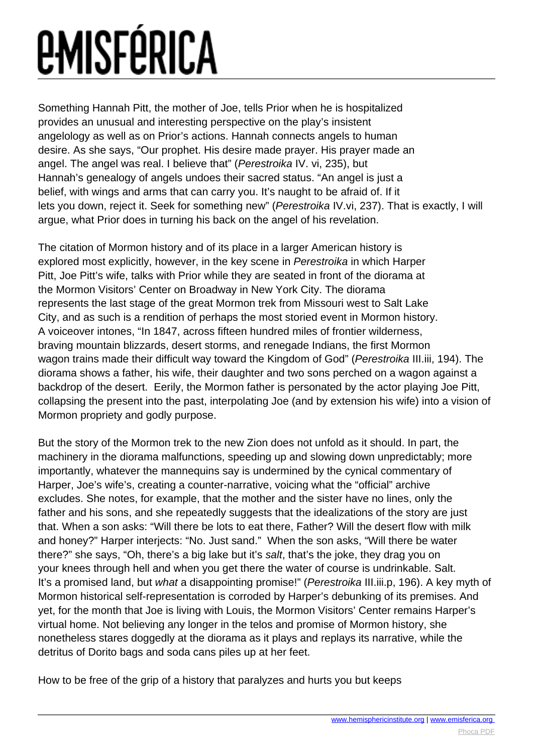Something Hannah Pitt, the mother of Joe, tells Prior when he is hospitalized provides an unusual and interesting perspective on the play's insistent angelology as well as on Prior's actions. Hannah connects angels to human desire. As she says, "Our prophet. His desire made prayer. His prayer made an angel. The angel was real. I believe that" (*Perestroika* IV. vi, 235), but Hannah's genealogy of angels undoes their sacred status. "An angel is just a belief, with wings and arms that can carry you. It's naught to be afraid of. If it lets you down, reject it. Seek for something new" (*Perestroika* IV.vi, 237). That is exactly, I will argue, what Prior does in turning his back on the angel of his revelation.

The citation of Mormon history and of its place in a larger American history is explored most explicitly, however, in the key scene in *Perestroika* in which Harper Pitt, Joe Pitt's wife, talks with Prior while they are seated in front of the diorama at the Mormon Visitors' Center on Broadway in New York City. The diorama represents the last stage of the great Mormon trek from Missouri west to Salt Lake City, and as such is a rendition of perhaps the most storied event in Mormon history. A voiceover intones, "In 1847, across fifteen hundred miles of frontier wilderness, braving mountain blizzards, desert storms, and renegade Indians, the first Mormon wagon trains made their difficult way toward the Kingdom of God" (*Perestroika* III.iii, 194). The diorama shows a father, his wife, their daughter and two sons perched on a wagon against a backdrop of the desert. Eerily, the Mormon father is personated by the actor playing Joe Pitt, collapsing the present into the past, interpolating Joe (and by extension his wife) into a vision of Mormon propriety and godly purpose.

But the story of the Mormon trek to the new Zion does not unfold as it should. In part, the machinery in the diorama malfunctions, speeding up and slowing down unpredictably; more importantly, whatever the mannequins say is undermined by the cynical commentary of Harper, Joe's wife's, creating a counter-narrative, voicing what the "official" archive excludes. She notes, for example, that the mother and the sister have no lines, only the father and his sons, and she repeatedly suggests that the idealizations of the story are just that. When a son asks: "Will there be lots to eat there, Father? Will the desert flow with milk and honey?" Harper interjects: "No. Just sand." When the son asks, "Will there be water there?" she says, "Oh, there's a big lake but it's *salt*, that's the joke, they drag you on your knees through hell and when you get there the water of course is undrinkable. Salt. It's a promised land, but *what* a disappointing promise!" (*Perestroika* III.iii.p, 196). A key myth of Mormon historical self-representation is corroded by Harper's debunking of its premises. And yet, for the month that Joe is living with Louis, the Mormon Visitors' Center remains Harper's virtual home. Not believing any longer in the telos and promise of Mormon history, she nonetheless stares doggedly at the diorama as it plays and replays its narrative, while the detritus of Dorito bags and soda cans piles up at her feet.

How to be free of the grip of a history that paralyzes and hurts you but keeps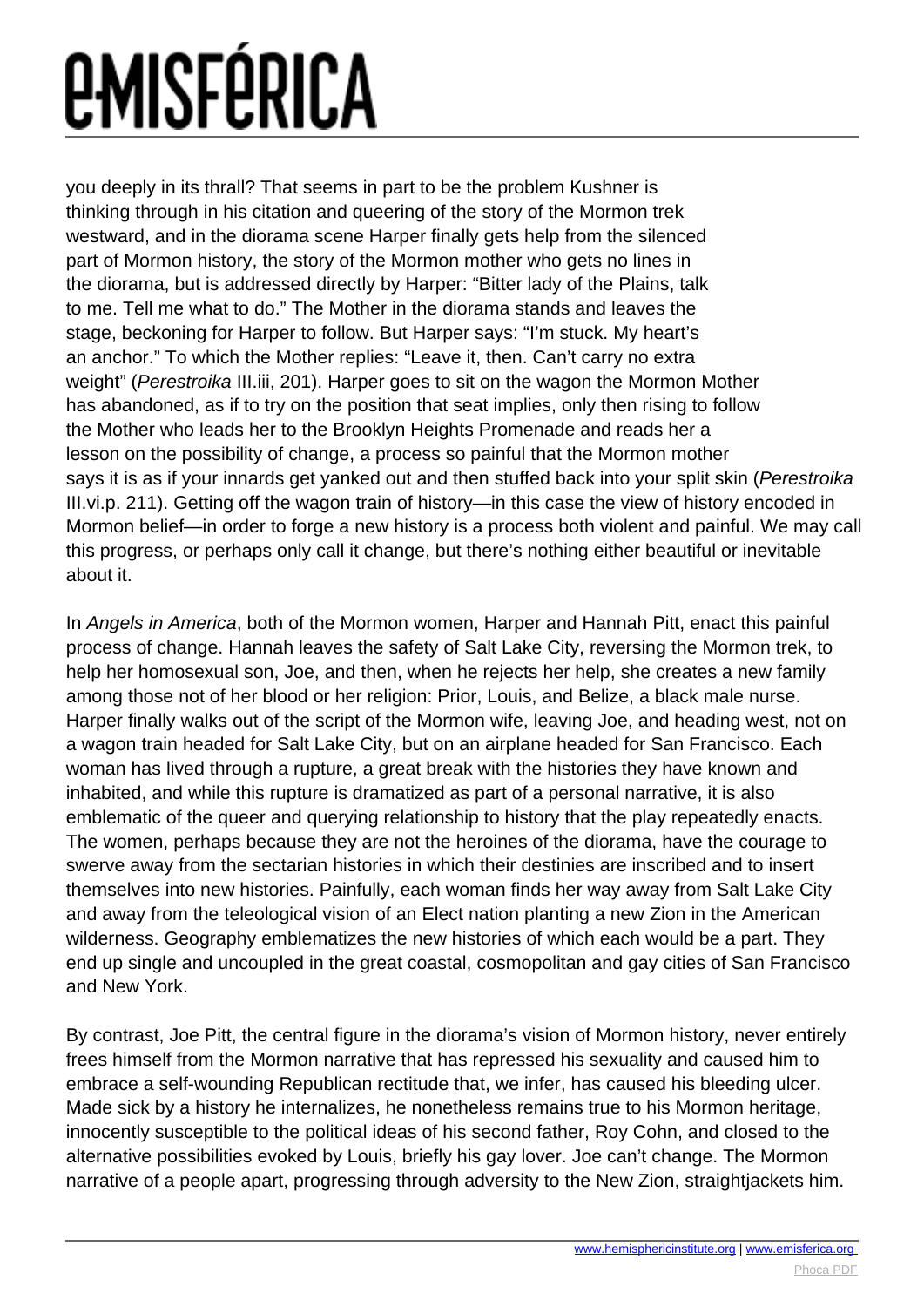you deeply in its thrall? That seems in part to be the problem Kushner is thinking through in his citation and queering of the story of the Mormon trek westward, and in the diorama scene Harper finally gets help from the silenced part of Mormon history, the story of the Mormon mother who gets no lines in the diorama, but is addressed directly by Harper: "Bitter lady of the Plains, talk to me. Tell me what to do." The Mother in the diorama stands and leaves the stage, beckoning for Harper to follow. But Harper says: "I'm stuck. My heart's an anchor." To which the Mother replies: "Leave it, then. Can't carry no extra weight" (*Perestroika* III.iii, 201). Harper goes to sit on the wagon the Mormon Mother has abandoned, as if to try on the position that seat implies, only then rising to follow the Mother who leads her to the Brooklyn Heights Promenade and reads her a lesson on the possibility of change, a process so painful that the Mormon mother says it is as if your innards get yanked out and then stuffed back into your split skin (*Perestroika* III.vi.p. 211). Getting off the wagon train of history—in this case the view of history encoded in Mormon belief—in order to forge a new history is a process both violent and painful. We may call this progress, or perhaps only call it change, but there's nothing either beautiful or inevitable about it.

In *Angels in America*, both of the Mormon women, Harper and Hannah Pitt, enact this painful process of change. Hannah leaves the safety of Salt Lake City, reversing the Mormon trek, to help her homosexual son, Joe, and then, when he rejects her help, she creates a new family among those not of her blood or her religion: Prior, Louis, and Belize, a black male nurse. Harper finally walks out of the script of the Mormon wife, leaving Joe, and heading west, not on a wagon train headed for Salt Lake City, but on an airplane headed for San Francisco. Each woman has lived through a rupture, a great break with the histories they have known and inhabited, and while this rupture is dramatized as part of a personal narrative, it is also emblematic of the queer and querying relationship to history that the play repeatedly enacts. The women, perhaps because they are not the heroines of the diorama, have the courage to swerve away from the sectarian histories in which their destinies are inscribed and to insert themselves into new histories. Painfully, each woman finds her way away from Salt Lake City and away from the teleological vision of an Elect nation planting a new Zion in the American wilderness. Geography emblematizes the new histories of which each would be a part. They end up single and uncoupled in the great coastal, cosmopolitan and gay cities of San Francisco and New York.

By contrast, Joe Pitt, the central figure in the diorama's vision of Mormon history, never entirely frees himself from the Mormon narrative that has repressed his sexuality and caused him to embrace a self-wounding Republican rectitude that, we infer, has caused his bleeding ulcer. Made sick by a history he internalizes, he nonetheless remains true to his Mormon heritage, innocently susceptible to the political ideas of his second father, Roy Cohn, and closed to the alternative possibilities evoked by Louis, briefly his gay lover. Joe can't change. The Mormon narrative of a people apart, progressing through adversity to the New Zion, straightjackets him.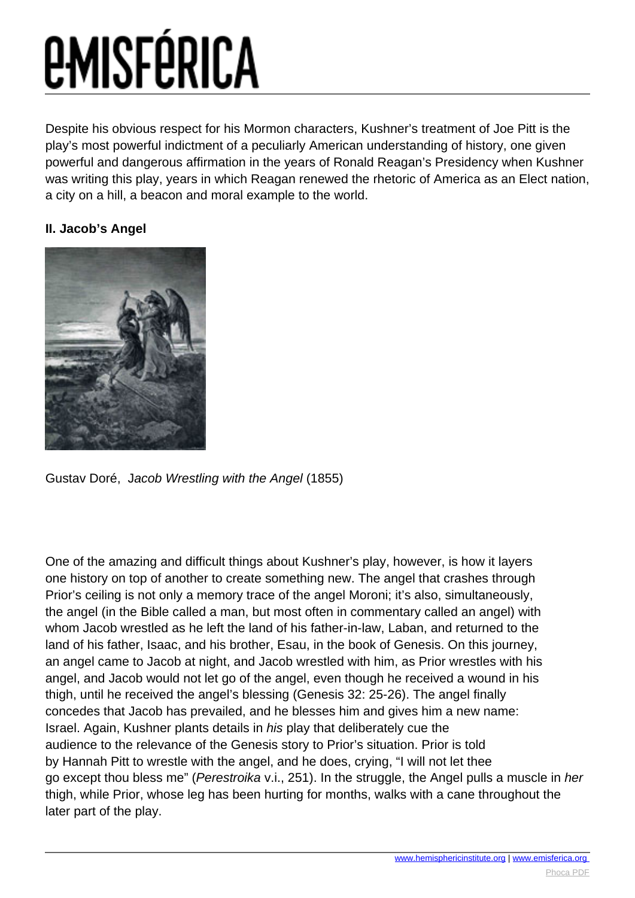Despite his obvious respect for his Mormon characters, Kushner's treatment of Joe Pitt is the play's most powerful indictment of a peculiarly American understanding of history, one given powerful and dangerous affirmation in the years of Ronald Reagan's Presidency when Kushner was writing this play, years in which Reagan renewed the rhetoric of America as an Elect nation, a city on a hill, a beacon and moral example to the world.

**II. Jacob's Angel**

Gustav Doré, *Jacob Wrestling with the Angel* (1855)

One of the amazing and difficult things about Kushner's play, however, is how it layers one history on top of another to create something new. The angel that crashes through Prior's ceiling is not only a memory trace of the angel Moroni; it's also, simultaneously, the angel (in the Bible called a man, but most often in commentary called an angel) with whom Jacob wrestled as he left the land of his father-in-law, Laban, and returned to the land of his father, Isaac, and his brother, Esau, in the book of Genesis. On this journey, an angel came to Jacob at night, and Jacob wrestled with him, as Prior wrestles with his angel, and Jacob would not let go of the angel, even though he received a wound in his thigh, until he received the angel's blessing (Genesis 32: 25-26). The angel finally concedes that Jacob has prevailed, and he blesses him and gives him a new name: Israel. Again, Kushner plants details in *his* play that deliberately cue the audience to the relevance of the Genesis story to Prior's situation. Prior is told by Hannah Pitt to wrestle with the angel, and he does, crying, "I will not let thee go except thou bless me" (*Perestroika* v.i., 251). In the struggle, the Angel pulls a muscle in *her* thigh, while Prior, whose leg has been hurting for months, walks with a cane throughout the later part of the play.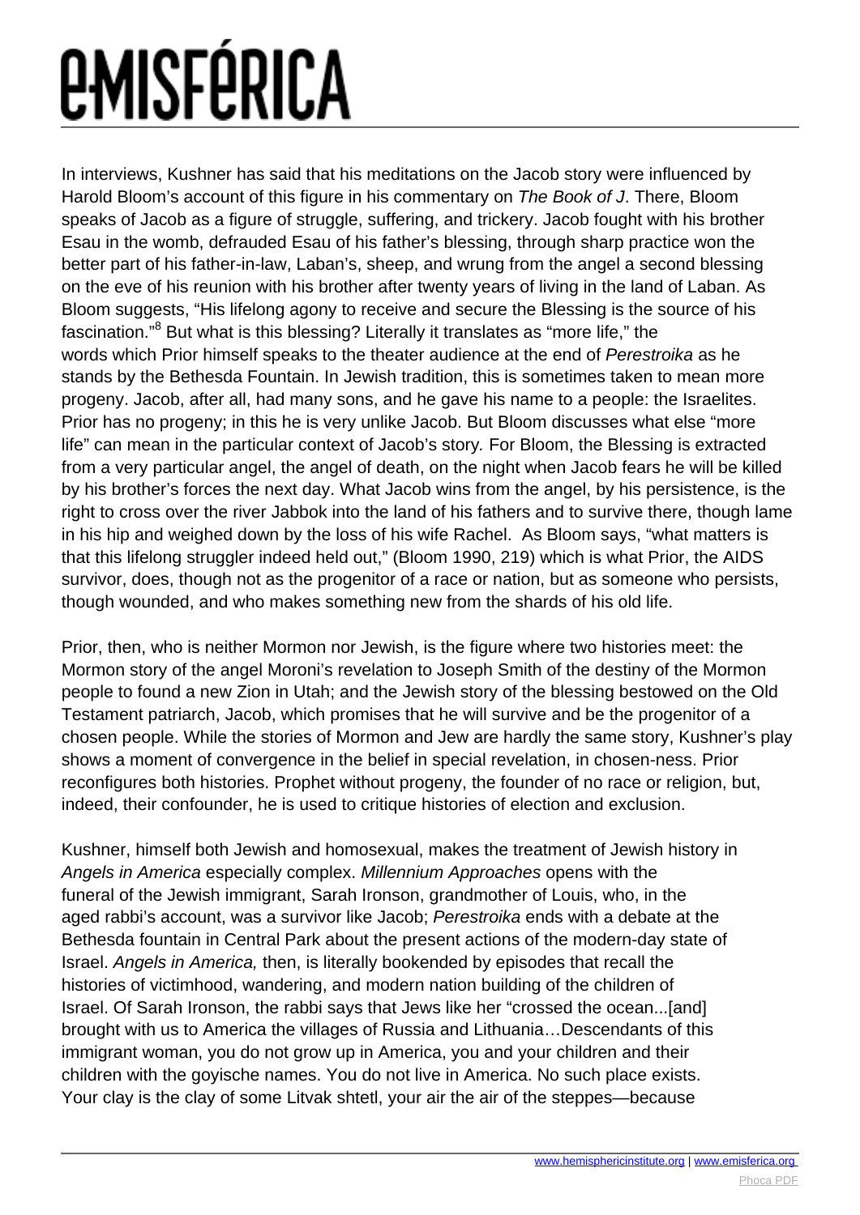In interviews, Kushner has said that his meditations on the Jacob story were influenced by Harold Bloom's account of this figure in his commentary on *The Book of J*. There, Bloom speaks of Jacob as a figure of struggle, suffering, and trickery. Jacob fought with his brother Esau in the womb, defrauded Esau of his father's blessing, through sharp practice won the better part of his father-in-law, Laban's, sheep, and wrung from the angel a second blessing on the eve of his reunion with his brother after twenty years of living in the land of Laban. As Bloom suggests, "His lifelong agony to receive and secure the Blessing is the source of his fascination."[8] But what is this blessing? Literally it translates as "more life," the words which Prior himself speaks to the theater audience at the end of *Perestroika* as he stands by the Bethesda Fountain. In Jewish tradition, this is sometimes taken to mean more progeny. Jacob, after all, had many sons, and he gave his name to a people: the Israelites. Prior has no progeny; in this he is very unlike Jacob. But Bloom discusses what else "more life" can mean in the particular context of Jacob's story. For Bloom, the Blessing is extracted from a very particular angel, the angel of death, on the night when Jacob fears he will be killed by his brother's forces the next day. What Jacob wins from the angel, by his persistence, is the right to cross over the river Jabbok into the land of his fathers and to survive there, though lame in his hip and weighed down by the loss of his wife Rachel. As Bloom says, "what matters is that this lifelong struggler indeed held out," (Bloom 1990, 219) which is what Prior, the AIDS survivor, does, though not as the progenitor of a race or nation, but as someone who persists, though wounded, and who makes something new from the shards of his old life.

Prior, then, who is neither Mormon nor Jewish, is the figure where two histories meet: the Mormon story of the angel Moroni's revelation to Joseph Smith of the destiny of the Mormon people to found a new Zion in Utah; and the Jewish story of the blessing bestowed on the Old Testament patriarch, Jacob, which promises that he will survive and be the progenitor of a chosen people. While the stories of Mormon and Jew are hardly the same story, Kushner's play shows a moment of convergence in the belief in special revelation, in chosen-ness. Prior reconfigures both histories. Prophet without progeny, the founder of no race or religion, but, indeed, their confounder, he is used to critique histories of election and exclusion.

Kushner, himself both Jewish and homosexual, makes the treatment of Jewish history in *Angels in America* especially complex. *Millennium Approaches* opens with the funeral of the Jewish immigrant, Sarah Ironson, grandmother of Louis, who, in the aged rabbi's account, was a survivor like Jacob; *Perestroika* ends with a debate at the Bethesda fountain in Central Park about the present actions of the modern-day state of Israel. *Angels in America,* then, is literally bookended by episodes that recall the histories of victimhood, wandering, and modern nation building of the children of Israel. Of Sarah Ironson, the rabbi says that Jews like her "crossed the ocean...[and] brought with us to America the villages of Russia and Lithuania…Descendants of this immigrant woman, you do not grow up in America, you and your children and their children with the goyische names. You do not live in America. No such place exists. Your clay is the clay of some Litvak shtetl, your air the air of the steppes—because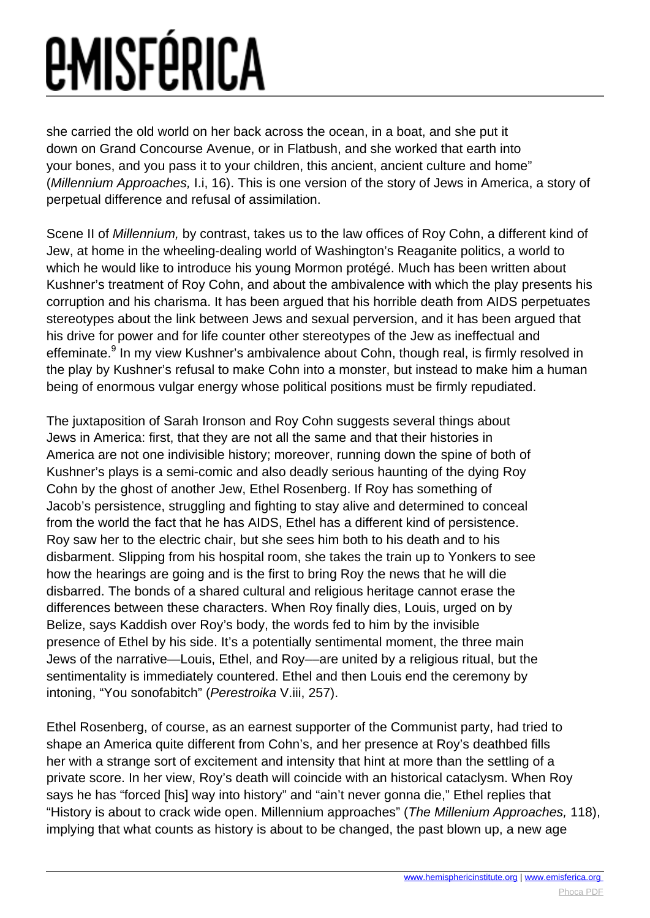she carried the old world on her back across the ocean, in a boat, and she put it down on Grand Concourse Avenue, or in Flatbush, and she worked that earth into your bones, and you pass it to your children, this ancient, ancient culture and home" (*Millennium Approaches,* I.i, 16). This is one version of the story of Jews in America, a story of perpetual difference and refusal of assimilation.

Scene II of *Millennium,* by contrast, takes us to the law offices of Roy Cohn, a different kind of Jew, at home in the wheeling-dealing world of Washington's Reaganite politics, a world to which he would like to introduce his young Mormon protégé. Much has been written about Kushner's treatment of Roy Cohn, and about the ambivalence with which the play presents his corruption and his charisma. It has been argued that his horrible death from AIDS perpetuates stereotypes about the link between Jews and sexual perversion, and it has been argued that his drive for power and for life counter other stereotypes of the Jew as ineffectual and effeminate.[9] In my view Kushner's ambivalence about Cohn, though real, is firmly resolved in the play by Kushner's refusal to make Cohn into a monster, but instead to make him a human being of enormous vulgar energy whose political positions must be firmly repudiated.

The juxtaposition of Sarah Ironson and Roy Cohn suggests several things about Jews in America: first, that they are not all the same and that their histories in America are not one indivisible history; moreover, running down the spine of both of Kushner's plays is a semi-comic and also deadly serious haunting of the dying Roy Cohn by the ghost of another Jew, Ethel Rosenberg. If Roy has something of Jacob's persistence, struggling and fighting to stay alive and determined to conceal from the world the fact that he has AIDS, Ethel has a different kind of persistence. Roy saw her to the electric chair, but she sees him both to his death and to his disbarment. Slipping from his hospital room, she takes the train up to Yonkers to see how the hearings are going and is the first to bring Roy the news that he will die disbarred. The bonds of a shared cultural and religious heritage cannot erase the differences between these characters. When Roy finally dies, Louis, urged on by Belize, says Kaddish over Roy's body, the words fed to him by the invisible presence of Ethel by his side. It's a potentially sentimental moment, the three main Jews of the narrative—Louis, Ethel, and Roy—are united by a religious ritual, but the sentimentality is immediately countered. Ethel and then Louis end the ceremony by intoning, "You sonofabitch" (*Perestroika* V.iii, 257).

Ethel Rosenberg, of course, as an earnest supporter of the Communist party, had tried to shape an America quite different from Cohn's, and her presence at Roy's deathbed fills her with a strange sort of excitement and intensity that hint at more than the settling of a private score. In her view, Roy's death will coincide with an historical cataclysm. When Roy says he has "forced [his] way into history" and "ain't never gonna die," Ethel replies that "History is about to crack wide open. Millennium approaches" (*The Millenium Approaches,* 118), implying that what counts as history is about to be changed, the past blown up, a new age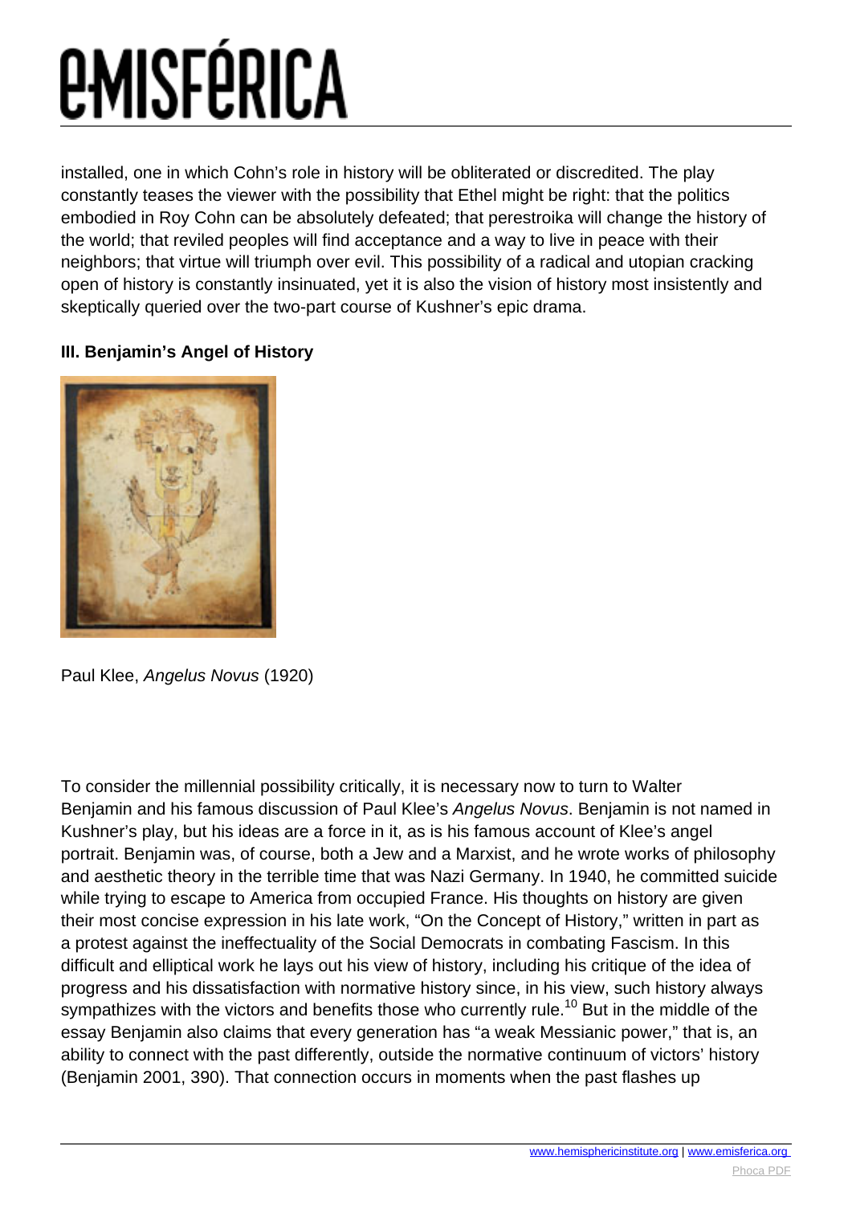installed, one in which Cohn's role in history will be obliterated or discredited. The play constantly teases the viewer with the possibility that Ethel might be right: that the politics embodied in Roy Cohn can be absolutely defeated; that perestroika will change the history of the world; that reviled peoples will find acceptance and a way to live in peace with their neighbors; that virtue will triumph over evil. This possibility of a radical and utopian cracking open of history is constantly insinuated, yet it is also the vision of history most insistently and skeptically queried over the two-part course of Kushner's epic drama.

**III. Benjamin's Angel of History**

Paul Klee, *Angelus Novus* (1920)

To consider the millennial possibility critically, it is necessary now to turn to Walter Benjamin and his famous discussion of Paul Klee's *Angelus Novus*. Benjamin is not named in Kushner's play, but his ideas are a force in it, as is his famous account of Klee's angel portrait. Benjamin was, of course, both a Jew and a Marxist, and he wrote works of philosophy and aesthetic theory in the terrible time that was Nazi Germany. In 1940, he committed suicide while trying to escape to America from occupied France. His thoughts on history are given their most concise expression in his late work, "On the Concept of History," written in part as a protest against the ineffectuality of the Social Democrats in combating Fascism. In this difficult and elliptical work he lays out his view of history, including his critique of the idea of progress and his dissatisfaction with normative history since, in his view, such history always sympathizes with the victors and benefits those who currently rule.[10] But in the middle of the essay Benjamin also claims that every generation has "a weak Messianic power," that is, an ability to connect with the past differently, outside the normative continuum of victors' history (Benjamin 2001, 390). That connection occurs in moments when the past flashes up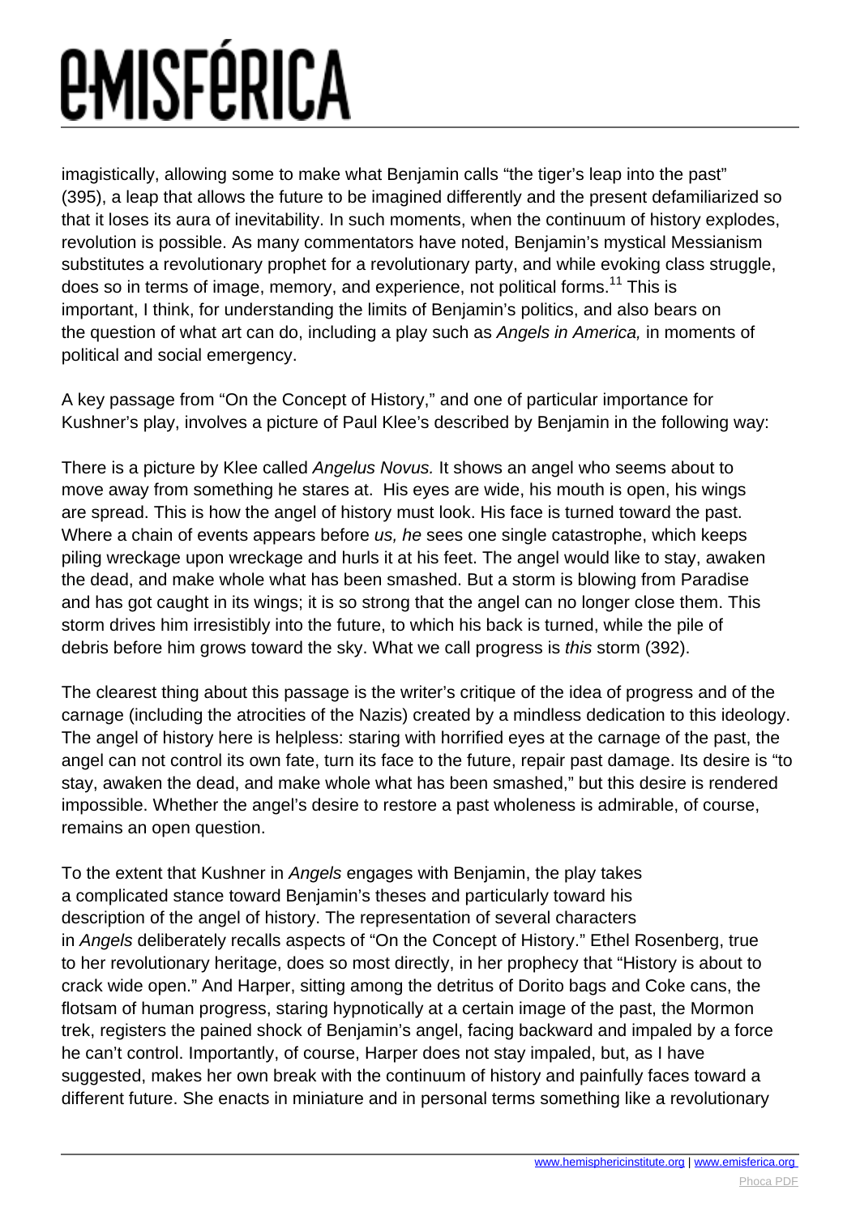imagistically, allowing some to make what Benjamin calls "the tiger's leap into the past" (395), a leap that allows the future to be imagined differently and the present defamiliarized so that it loses its aura of inevitability. In such moments, when the continuum of history explodes, revolution is possible. As many commentators have noted, Benjamin's mystical Messianism substitutes a revolutionary prophet for a revolutionary party, and while evoking class struggle, does so in terms of image, memory, and experience, not political forms.[11] This is important, I think, for understanding the limits of Benjamin's politics, and also bears on the question of what art can do, including a play such as *Angels in America,* in moments of political and social emergency.

A key passage from "On the Concept of History," and one of particular importance for Kushner's play, involves a picture of Paul Klee's described by Benjamin in the following way:

There is a picture by Klee called *Angelus Novus.* It shows an angel who seems about to move away from something he stares at. His eyes are wide, his mouth is open, his wings are spread. This is how the angel of history must look. His face is turned toward the past. Where a chain of events appears before *us, he* sees one single catastrophe, which keeps piling wreckage upon wreckage and hurls it at his feet. The angel would like to stay, awaken the dead, and make whole what has been smashed. But a storm is blowing from Paradise and has got caught in its wings; it is so strong that the angel can no longer close them. This storm drives him irresistibly into the future, to which his back is turned, while the pile of debris before him grows toward the sky. What we call progress is *this* storm (392).

The clearest thing about this passage is the writer's critique of the idea of progress and of the carnage (including the atrocities of the Nazis) created by a mindless dedication to this ideology. The angel of history here is helpless: staring with horrified eyes at the carnage of the past, the angel can not control its own fate, turn its face to the future, repair past damage. Its desire is "to stay, awaken the dead, and make whole what has been smashed," but this desire is rendered impossible. Whether the angel's desire to restore a past wholeness is admirable, of course, remains an open question.

To the extent that Kushner in *Angels* engages with Benjamin, the play takes a complicated stance toward Benjamin's theses and particularly toward his description of the angel of history. The representation of several characters in *Angels* deliberately recalls aspects of "On the Concept of History." Ethel Rosenberg, true to her revolutionary heritage, does so most directly, in her prophecy that "History is about to crack wide open." And Harper, sitting among the detritus of Dorito bags and Coke cans, the flotsam of human progress, staring hypnotically at a certain image of the past, the Mormon trek, registers the pained shock of Benjamin's angel, facing backward and impaled by a force he can't control. Importantly, of course, Harper does not stay impaled, but, as I have suggested, makes her own break with the continuum of history and painfully faces toward a different future. She enacts in miniature and in personal terms something like a revolutionary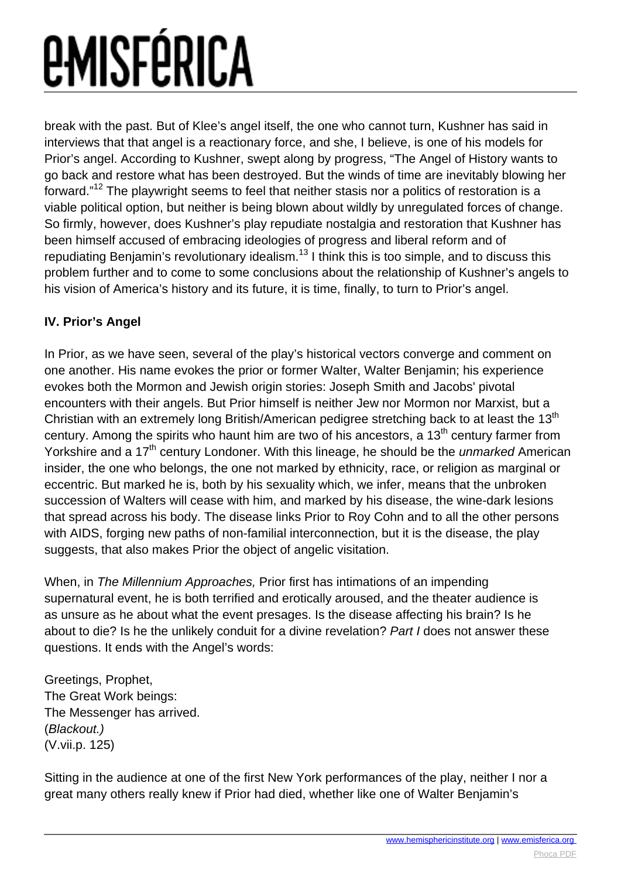break with the past. But of Klee's angel itself, the one who cannot turn, Kushner has said in interviews that that angel is a reactionary force, and she, I believe, is one of his models for Prior's angel. According to Kushner, swept along by progress, "The Angel of History wants to go back and restore what has been destroyed. But the winds of time are inevitably blowing her forward."[12] The playwright seems to feel that neither stasis nor a politics of restoration is a viable political option, but neither is being blown about wildly by unregulated forces of change. So firmly, however, does Kushner's play repudiate nostalgia and restoration that Kushner has been himself accused of embracing ideologies of progress and liberal reform and of repudiating Benjamin's revolutionary idealism.[13] I think this is too simple, and to discuss this problem further and to come to some conclusions about the relationship of Kushner's angels to his vision of America's history and its future, it is time, finally, to turn to Prior's angel.

**IV. Prior's Angel**

In Prior, as we have seen, several of the play's historical vectors converge and comment on one another. His name evokes the prior or former Walter, Walter Benjamin; his experience evokes both the Mormon and Jewish origin stories: Joseph Smith and Jacobs' pivotal encounters with their angels. But Prior himself is neither Jew nor Mormon nor Marxist, but a Christian with an extremely long British/American pedigree stretching back to at least the 13th century. Among the spirits who haunt him are two of his ancestors, a 13th century farmer from Yorkshire and a 17th century Londoner. With this lineage, he should be the *unmarked* American insider, the one who belongs, the one not marked by ethnicity, race, or religion as marginal or eccentric. But marked he is, both by his sexuality which, we infer, means that the unbroken succession of Walters will cease with him, and marked by his disease, the wine-dark lesions that spread across his body. The disease links Prior to Roy Cohn and to all the other persons with AIDS, forging new paths of non-familial interconnection, but it is the disease, the play suggests, that also makes Prior the object of angelic visitation.

When, in *The Millennium Approaches,* Prior first has intimations of an impending supernatural event, he is both terrified and erotically aroused, and the theater audience is as unsure as he about what the event presages. Is the disease affecting his brain? Is he about to die? Is he the unlikely conduit for a divine revelation? *Part I* does not answer these questions. It ends with the Angel's words:

Greetings, Prophet,
The Great Work beings:
The Messenger has arrived.
(*Blackout.*)
(V.vii.p. 125)

Sitting in the audience at one of the first New York performances of the play, neither I nor a great many others really knew if Prior had died, whether like one of Walter Benjamin's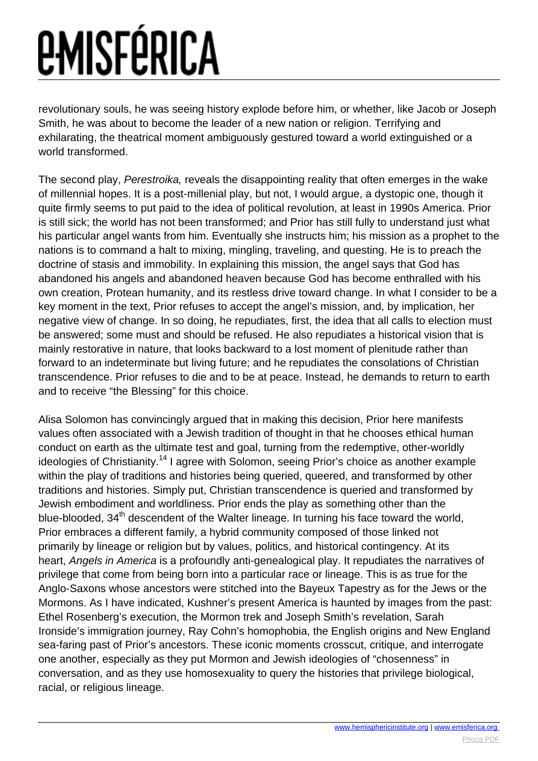revolutionary souls, he was seeing history explode before him, or whether, like Jacob or Joseph Smith, he was about to become the leader of a new nation or religion. Terrifying and exhilarating, the theatrical moment ambiguously gestured toward a world extinguished or a world transformed.

The second play, *Perestroika,* reveals the disappointing reality that often emerges in the wake of millennial hopes. It is a post-millenial play, but not, I would argue, a dystopic one, though it quite firmly seems to put paid to the idea of political revolution, at least in 1990s America. Prior is still sick; the world has not been transformed; and Prior has still fully to understand just what his particular angel wants from him. Eventually she instructs him; his mission as a prophet to the nations is to command a halt to mixing, mingling, traveling, and questing. He is to preach the doctrine of stasis and immobility. In explaining this mission, the angel says that God has abandoned his angels and abandoned heaven because God has become enthralled with his own creation, Protean humanity, and its restless drive toward change. In what I consider to be a key moment in the text, Prior refuses to accept the angel's mission, and, by implication, her negative view of change. In so doing, he repudiates, first, the idea that all calls to election must be answered; some must and should be refused. He also repudiates a historical vision that is mainly restorative in nature, that looks backward to a lost moment of plenitude rather than forward to an indeterminate but living future; and he repudiates the consolations of Christian transcendence. Prior refuses to die and to be at peace. Instead, he demands to return to earth and to receive "the Blessing" for this choice.

Alisa Solomon has convincingly argued that in making this decision, Prior here manifests values often associated with a Jewish tradition of thought in that he chooses ethical human conduct on earth as the ultimate test and goal, turning from the redemptive, other-worldly ideologies of Christianity.[14] I agree with Solomon, seeing Prior's choice as another example within the play of traditions and histories being queried, queered, and transformed by other traditions and histories. Simply put, Christian transcendence is queried and transformed by Jewish embodiment and worldliness. Prior ends the play as something other than the blue-blooded, 34th descendent of the Walter lineage. In turning his face toward the world, Prior embraces a different family, a hybrid community composed of those linked not primarily by lineage or religion but by values, politics, and historical contingency. At its heart, *Angels in America* is a profoundly anti-genealogical play. It repudiates the narratives of privilege that come from being born into a particular race or lineage. This is as true for the Anglo-Saxons whose ancestors were stitched into the Bayeux Tapestry as for the Jews or the Mormons. As I have indicated, Kushner's present America is haunted by images from the past: Ethel Rosenberg's execution, the Mormon trek and Joseph Smith's revelation, Sarah Ironside's immigration journey, Ray Cohn's homophobia, the English origins and New England sea-faring past of Prior's ancestors. These iconic moments crosscut, critique, and interrogate one another, especially as they put Mormon and Jewish ideologies of "chosenness" in conversation, and as they use homosexuality to query the histories that privilege biological, racial, or religious lineage.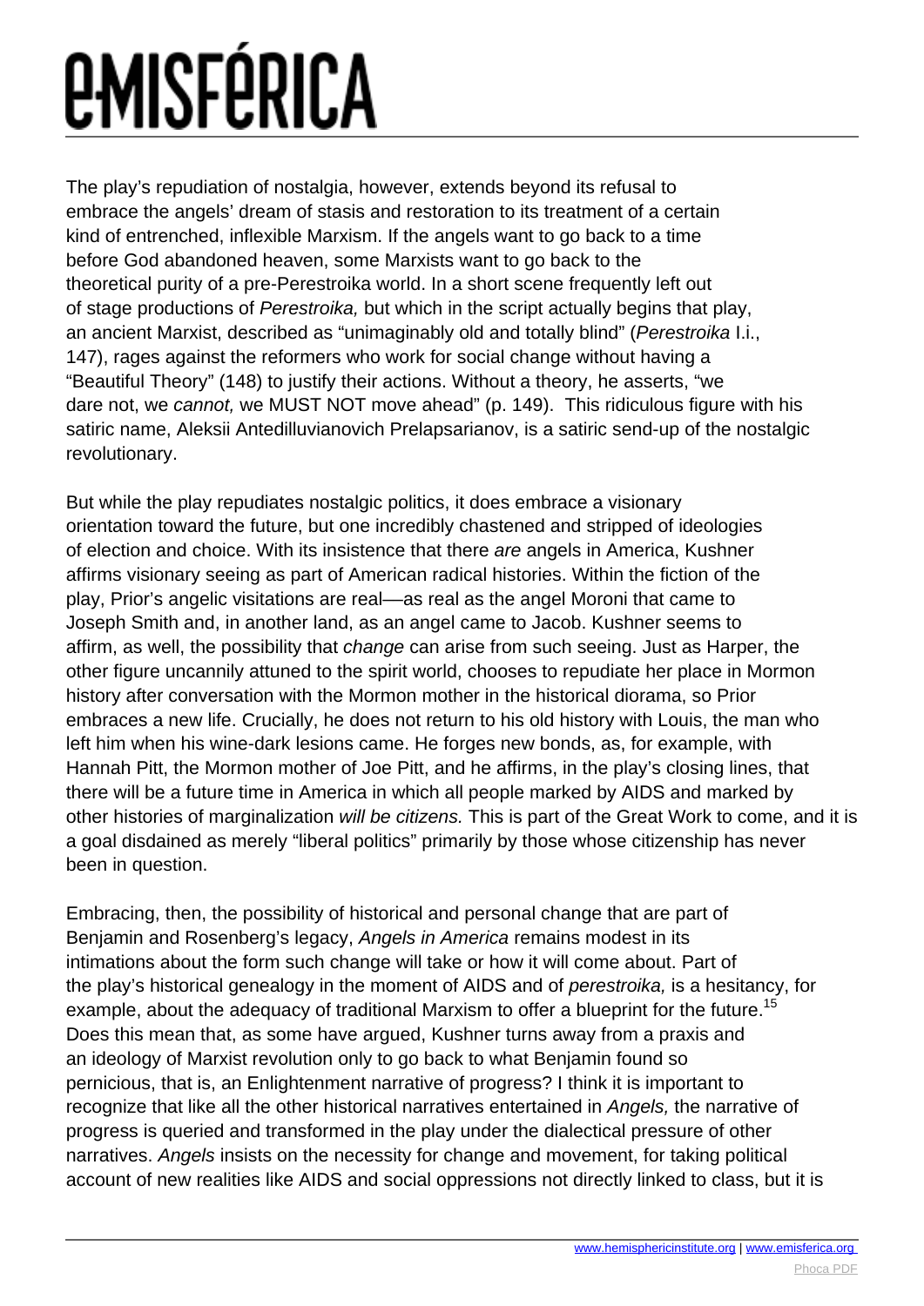The play's repudiation of nostalgia, however, extends beyond its refusal to embrace the angels' dream of stasis and restoration to its treatment of a certain kind of entrenched, inflexible Marxism. If the angels want to go back to a time before God abandoned heaven, some Marxists want to go back to the theoretical purity of a pre-Perestroika world. In a short scene frequently left out of stage productions of *Perestroika,* but which in the script actually begins that play, an ancient Marxist, described as "unimaginably old and totally blind" (*Perestroika* I.i., 147), rages against the reformers who work for social change without having a "Beautiful Theory" (148) to justify their actions. Without a theory, he asserts, "we dare not, we *cannot,* we MUST NOT move ahead" (p. 149). This ridiculous figure with his satiric name, Aleksii Antedilluvianovich Prelapsarianov, is a satiric send-up of the nostalgic revolutionary.

But while the play repudiates nostalgic politics, it does embrace a visionary orientation toward the future, but one incredibly chastened and stripped of ideologies of election and choice. With its insistence that there *are* angels in America, Kushner affirms visionary seeing as part of American radical histories. Within the fiction of the play, Prior's angelic visitations are real—as real as the angel Moroni that came to Joseph Smith and, in another land, as an angel came to Jacob. Kushner seems to affirm, as well, the possibility that *change* can arise from such seeing. Just as Harper, the other figure uncannily attuned to the spirit world, chooses to repudiate her place in Mormon history after conversation with the Mormon mother in the historical diorama, so Prior embraces a new life. Crucially, he does not return to his old history with Louis, the man who left him when his wine-dark lesions came. He forges new bonds, as, for example, with Hannah Pitt, the Mormon mother of Joe Pitt, and he affirms, in the play's closing lines, that there will be a future time in America in which all people marked by AIDS and marked by other histories of marginalization *will be citizens.* This is part of the Great Work to come, and it is a goal disdained as merely "liberal politics" primarily by those whose citizenship has never been in question.

Embracing, then, the possibility of historical and personal change that are part of Benjamin and Rosenberg's legacy, *Angels in America* remains modest in its intimations about the form such change will take or how it will come about. Part of the play's historical genealogy in the moment of AIDS and of *perestroika,* is a hesitancy, for example, about the adequacy of traditional Marxism to offer a blueprint for the future.[15] Does this mean that, as some have argued, Kushner turns away from a praxis and an ideology of Marxist revolution only to go back to what Benjamin found so pernicious, that is, an Enlightenment narrative of progress? I think it is important to recognize that like all the other historical narratives entertained in *Angels,* the narrative of progress is queried and transformed in the play under the dialectical pressure of other narratives. *Angels* insists on the necessity for change and movement, for taking political account of new realities like AIDS and social oppressions not directly linked to class, but it is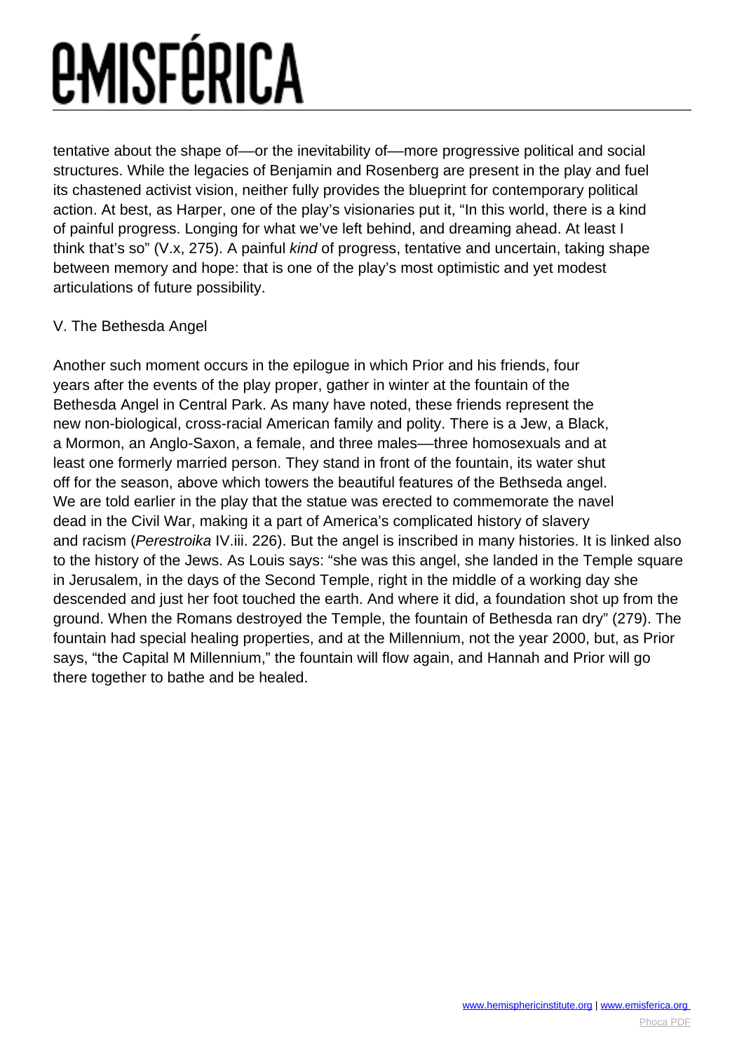tentative about the shape of—or the inevitability of—more progressive political and social structures. While the legacies of Benjamin and Rosenberg are present in the play and fuel its chastened activist vision, neither fully provides the blueprint for contemporary political action. At best, as Harper, one of the play's visionaries put it, "In this world, there is a kind of painful progress. Longing for what we've left behind, and dreaming ahead. At least I think that's so" (V.x, 275). A painful *kind* of progress, tentative and uncertain, taking shape between memory and hope: that is one of the play's most optimistic and yet modest articulations of future possibility.

## V. The Bethesda Angel

Another such moment occurs in the epilogue in which Prior and his friends, four years after the events of the play proper, gather in winter at the fountain of the Bethesda Angel in Central Park. As many have noted, these friends represent the new non-biological, cross-racial American family and polity. There is a Jew, a Black, a Mormon, an Anglo-Saxon, a female, and three males—three homosexuals and at least one formerly married person. They stand in front of the fountain, its water shut off for the season, above which towers the beautiful features of the Bethseda angel. We are told earlier in the play that the statue was erected to commemorate the navel dead in the Civil War, making it a part of America's complicated history of slavery and racism (*Perestroika* IV.iii. 226). But the angel is inscribed in many histories. It is linked also to the history of the Jews. As Louis says: "she was this angel, she landed in the Temple square in Jerusalem, in the days of the Second Temple, right in the middle of a working day she descended and just her foot touched the earth. And where it did, a foundation shot up from the ground. When the Romans destroyed the Temple, the fountain of Bethesda ran dry" (279). The fountain had special healing properties, and at the Millennium, not the year 2000, but, as Prior says, "the Capital M Millennium," the fountain will flow again, and Hannah and Prior will go there together to bathe and be healed.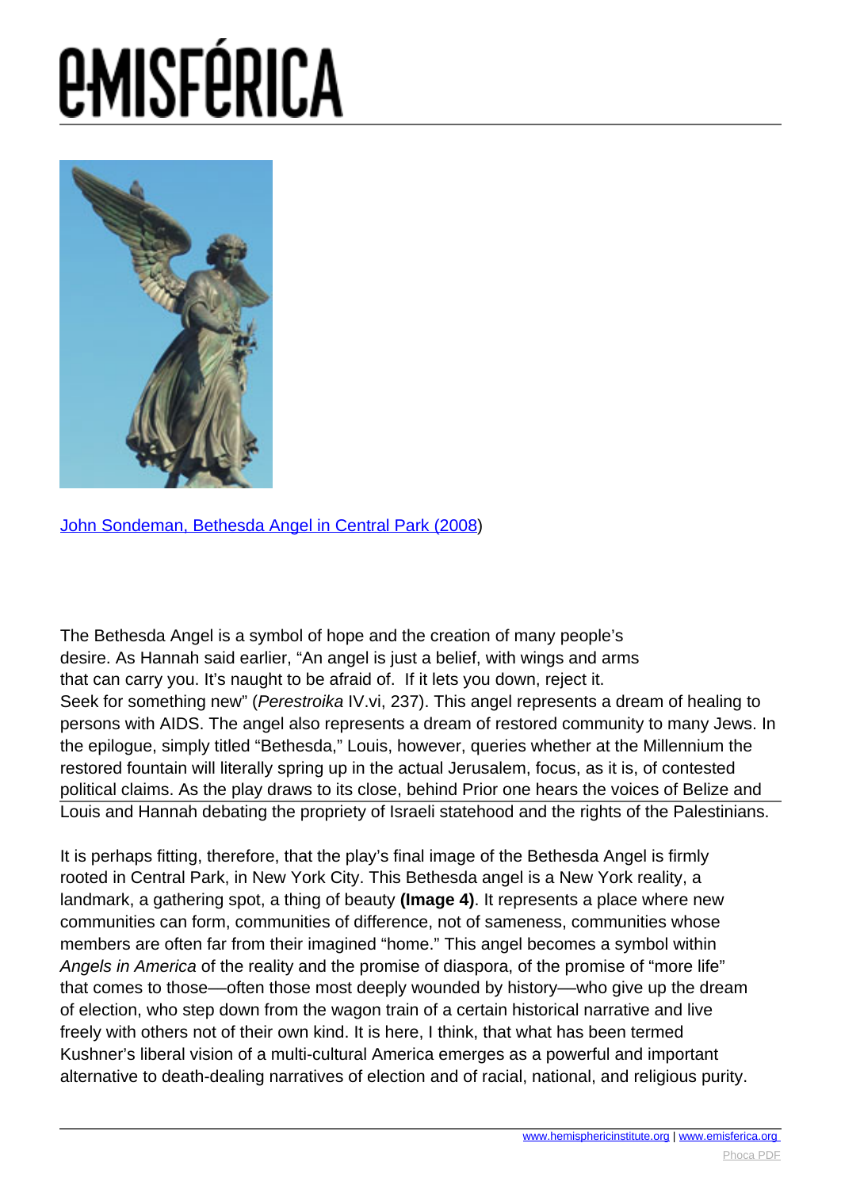[John Sondeman, Bethesda Angel in Central Park (2008)]

The Bethesda Angel is a symbol of hope and the creation of many people's desire. As Hannah said earlier, "An angel is just a belief, with wings and arms that can carry you. It's naught to be afraid of. If it lets you down, reject it. Seek for something new" (*Perestroika* IV.vi, 237). This angel represents a dream of healing to persons with AIDS. The angel also represents a dream of restored community to many Jews. In the epilogue, simply titled "Bethesda," Louis, however, queries whether at the Millennium the restored fountain will literally spring up in the actual Jerusalem, focus, as it is, of contested political claims. As the play draws to its close, behind Prior one hears the voices of Belize and Louis and Hannah debating the propriety of Israeli statehood and the rights of the Palestinians.

It is perhaps fitting, therefore, that the play's final image of the Bethesda Angel is firmly rooted in Central Park, in New York City. This Bethesda angel is a New York reality, a landmark, a gathering spot, a thing of beauty **(Image 4)**. It represents a place where new communities can form, communities of difference, not of sameness, communities whose members are often far from their imagined "home." This angel becomes a symbol within *Angels in America* of the reality and the promise of diaspora, of the promise of "more life" that comes to those—often those most deeply wounded by history—who give up the dream of election, who step down from the wagon train of a certain historical narrative and live freely with others not of their own kind. It is here, I think, that what has been termed Kushner's liberal vision of a multi-cultural America emerges as a powerful and important alternative to death-dealing narratives of election and of racial, national, and religious purity.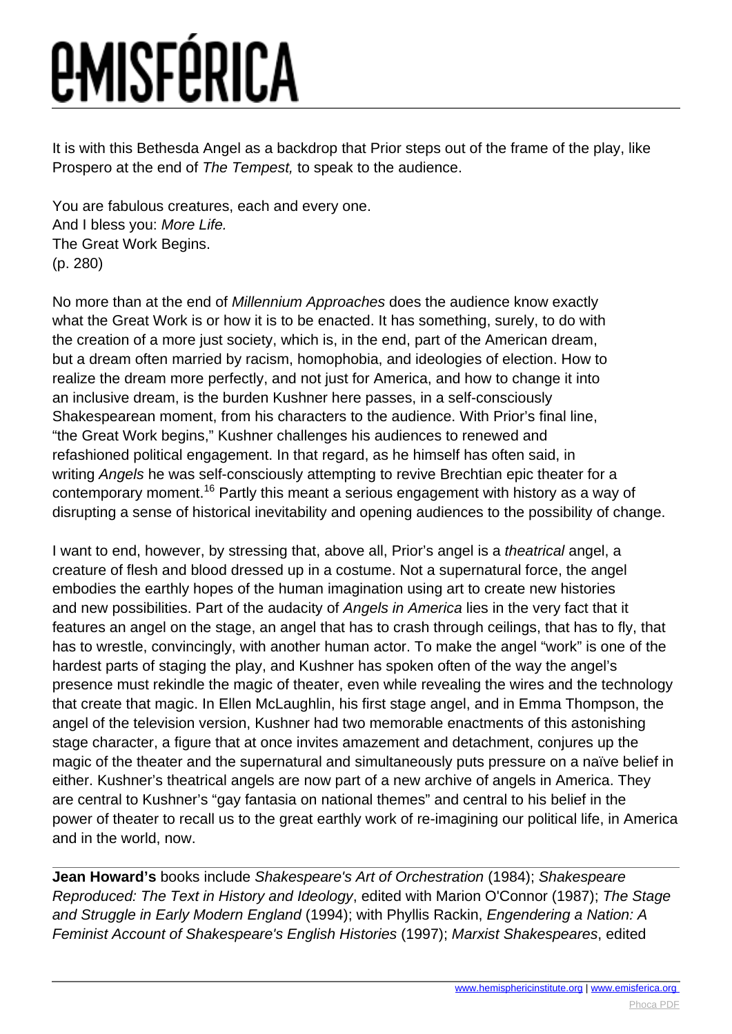It is with this Bethesda Angel as a backdrop that Prior steps out of the frame of the play, like Prospero at the end of *The Tempest,* to speak to the audience.

You are fabulous creatures, each and every one.  
And I bless you: *More Life.*  
The Great Work Begins.  
(p. 280)

No more than at the end of *Millennium Approaches* does the audience know exactly what the Great Work is or how it is to be enacted. It has something, surely, to do with the creation of a more just society, which is, in the end, part of the American dream, but a dream often married by racism, homophobia, and ideologies of election. How to realize the dream more perfectly, and not just for America, and how to change it into an inclusive dream, is the burden Kushner here passes, in a self-consciously Shakespearean moment, from his characters to the audience. With Prior's final line, "the Great Work begins," Kushner challenges his audiences to renewed and refashioned political engagement. In that regard, as he himself has often said, in writing *Angels* he was self-consciously attempting to revive Brechtian epic theater for a contemporary moment.[16] Partly this meant a serious engagement with history as a way of disrupting a sense of historical inevitability and opening audiences to the possibility of change.

I want to end, however, by stressing that, above all, Prior's angel is a *theatrical* angel, a creature of flesh and blood dressed up in a costume. Not a supernatural force, the angel embodies the earthly hopes of the human imagination using art to create new histories and new possibilities. Part of the audacity of *Angels in America* lies in the very fact that it features an angel on the stage, an angel that has to crash through ceilings, that has to fly, that has to wrestle, convincingly, with another human actor. To make the angel "work" is one of the hardest parts of staging the play, and Kushner has spoken often of the way the angel's presence must rekindle the magic of theater, even while revealing the wires and the technology that create that magic. In Ellen McLaughlin, his first stage angel, and in Emma Thompson, the angel of the television version, Kushner had two memorable enactments of this astonishing stage character, a figure that at once invites amazement and detachment, conjures up the magic of the theater and the supernatural and simultaneously puts pressure on a naïve belief in either. Kushner's theatrical angels are now part of a new archive of angels in America. They are central to Kushner's "gay fantasia on national themes" and central to his belief in the power of theater to recall us to the great earthly work of re-imagining our political life, in America and in the world, now.

---

**Jean Howard's** books include *Shakespeare's Art of Orchestration* (1984); *Shakespeare Reproduced: The Text in History and Ideology*, edited with Marion O'Connor (1987); *The Stage and Struggle in Early Modern England* (1994); with Phyllis Rackin, *Engendering a Nation: A Feminist Account of Shakespeare's English Histories* (1997); *Marxist Shakespeares*, edited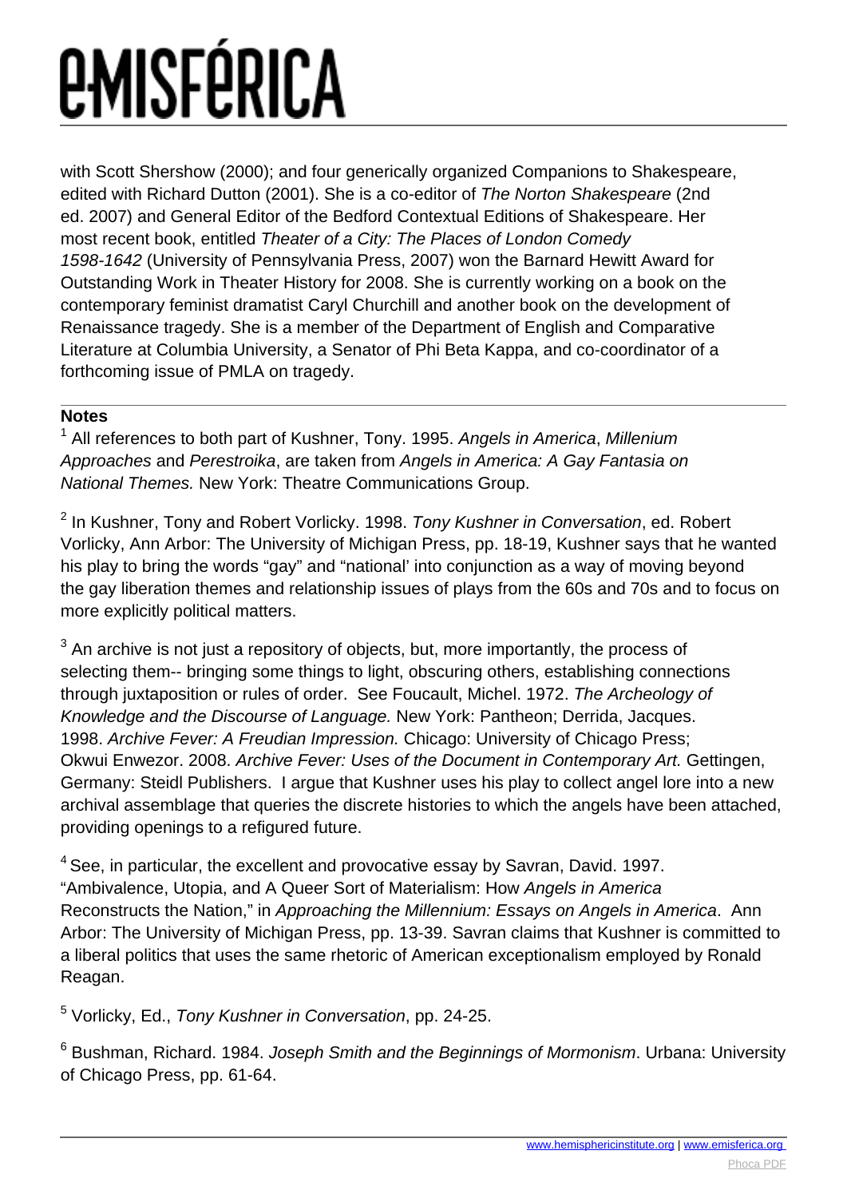with Scott Shershow (2000); and four generically organized Companions to Shakespeare, edited with Richard Dutton (2001). She is a co-editor of *The Norton Shakespeare* (2nd ed. 2007) and General Editor of the Bedford Contextual Editions of Shakespeare. Her most recent book, entitled *Theater of a City: The Places of London Comedy 1598-1642* (University of Pennsylvania Press, 2007) won the Barnard Hewitt Award for Outstanding Work in Theater History for 2008. She is currently working on a book on the contemporary feminist dramatist Caryl Churchill and another book on the development of Renaissance tragedy. She is a member of the Department of English and Comparative Literature at Columbia University, a Senator of Phi Beta Kappa, and co-coordinator of a forthcoming issue of PMLA on tragedy.

---

**Notes**

[1] All references to both part of Kushner, Tony. 1995. *Angels in America*, *Millenium Approaches* and *Perestroika*, are taken from *Angels in America: A Gay Fantasia on National Themes.* New York: Theatre Communications Group.

[2] In Kushner, Tony and Robert Vorlicky. 1998. *Tony Kushner in Conversation*, ed. Robert Vorlicky, Ann Arbor: The University of Michigan Press, pp. 18-19, Kushner says that he wanted his play to bring the words "gay" and "national' into conjunction as a way of moving beyond the gay liberation themes and relationship issues of plays from the 60s and 70s and to focus on more explicitly political matters.

[3] An archive is not just a repository of objects, but, more importantly, the process of selecting them-- bringing some things to light, obscuring others, establishing connections through juxtaposition or rules of order. See Foucault, Michel. 1972. *The Archeology of Knowledge and the Discourse of Language.* New York: Pantheon; Derrida, Jacques. 1998. *Archive Fever: A Freudian Impression.* Chicago: University of Chicago Press; Okwui Enwezor. 2008. *Archive Fever: Uses of the Document in Contemporary Art.* Gettingen, Germany: Steidl Publishers. I argue that Kushner uses his play to collect angel lore into a new archival assemblage that queries the discrete histories to which the angels have been attached, providing openings to a refigured future.

[4] See, in particular, the excellent and provocative essay by Savran, David. 1997. "Ambivalence, Utopia, and A Queer Sort of Materialism: How *Angels in America* Reconstructs the Nation," in *Approaching the Millennium: Essays on Angels in America*. Ann Arbor: The University of Michigan Press, pp. 13-39. Savran claims that Kushner is committed to a liberal politics that uses the same rhetoric of American exceptionalism employed by Ronald Reagan.

[5] Vorlicky, Ed., *Tony Kushner in Conversation*, pp. 24-25.

[6] Bushman, Richard. 1984. *Joseph Smith and the Beginnings of Mormonism*. Urbana: University of Chicago Press, pp. 61-64.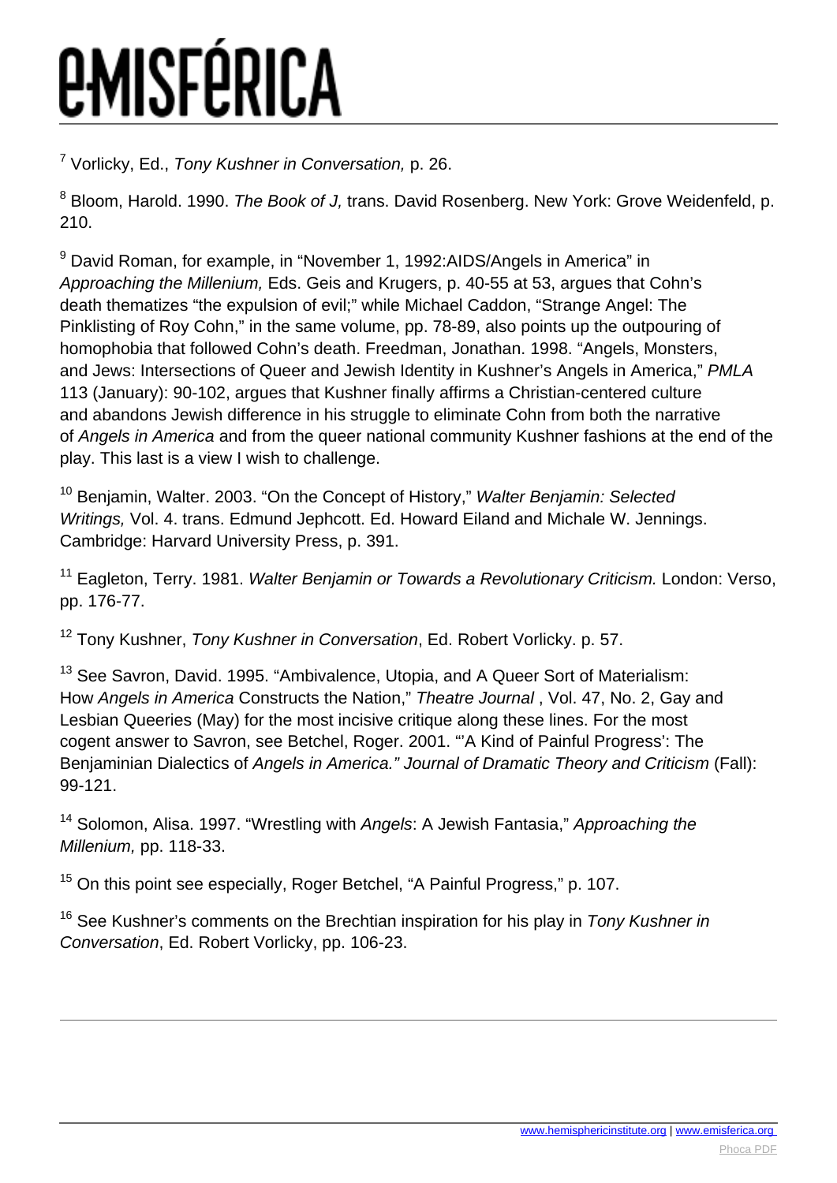[7] Vorlicky, Ed., *Tony Kushner in Conversation,* p. 26.

[8] Bloom, Harold. 1990. *The Book of J,* trans. David Rosenberg. New York: Grove Weidenfeld, p. 210.

[9] David Roman, for example, in "November 1, 1992:AIDS/Angels in America" in *Approaching the Millenium,* Eds. Geis and Krugers, p. 40-55 at 53, argues that Cohn's death thematizes "the expulsion of evil;" while Michael Caddon, "Strange Angel: The Pinklisting of Roy Cohn," in the same volume, pp. 78-89, also points up the outpouring of homophobia that followed Cohn's death. Freedman, Jonathan. 1998. "Angels, Monsters, and Jews: Intersections of Queer and Jewish Identity in Kushner's Angels in America," *PMLA* 113 (January): 90-102, argues that Kushner finally affirms a Christian-centered culture and abandons Jewish difference in his struggle to eliminate Cohn from both the narrative of *Angels in America* and from the queer national community Kushner fashions at the end of the play. This last is a view I wish to challenge.

[10] Benjamin, Walter. 2003. "On the Concept of History," *Walter Benjamin: Selected Writings,* Vol. 4. trans. Edmund Jephcott. Ed. Howard Eiland and Michale W. Jennings. Cambridge: Harvard University Press, p. 391.

[11] Eagleton, Terry. 1981. *Walter Benjamin or Towards a Revolutionary Criticism.* London: Verso, pp. 176-77.

[12] Tony Kushner, *Tony Kushner in Conversation*, Ed. Robert Vorlicky. p. 57.

[13] See Savron, David. 1995. "Ambivalence, Utopia, and A Queer Sort of Materialism: How *Angels in America* Constructs the Nation," *Theatre Journal* , Vol. 47, No. 2, Gay and Lesbian Queeries (May) for the most incisive critique along these lines. For the most cogent answer to Savron, see Betchel, Roger. 2001. "'A Kind of Painful Progress': The Benjaminian Dialectics of *Angels in America." Journal of Dramatic Theory and Criticism* (Fall): 99-121.

[14] Solomon, Alisa. 1997. "Wrestling with *Angels*: A Jewish Fantasia," *Approaching the Millenium,* pp. 118-33.

[15] On this point see especially, Roger Betchel, "A Painful Progress," p. 107.

[16] See Kushner's comments on the Brechtian inspiration for his play in *Tony Kushner in Conversation*, Ed. Robert Vorlicky, pp. 106-23.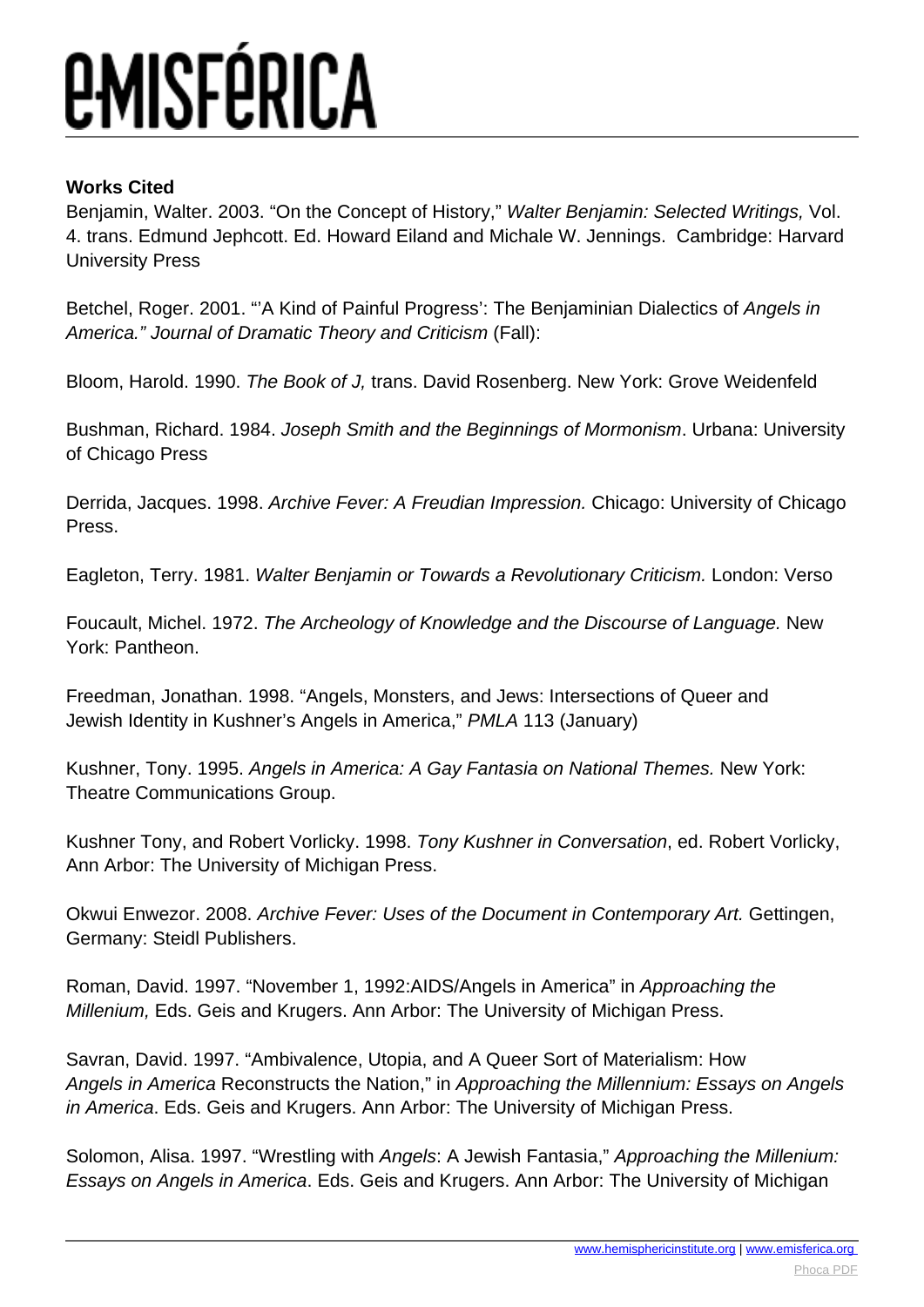**Works Cited**

Benjamin, Walter. 2003. "On the Concept of History," *Walter Benjamin: Selected Writings,* Vol. 4. trans. Edmund Jephcott. Ed. Howard Eiland and Michale W. Jennings. Cambridge: Harvard University Press

Betchel, Roger. 2001. "'A Kind of Painful Progress': The Benjaminian Dialectics of *Angels in America." Journal of Dramatic Theory and Criticism* (Fall):

Bloom, Harold. 1990. *The Book of J,* trans. David Rosenberg. New York: Grove Weidenfeld

Bushman, Richard. 1984. *Joseph Smith and the Beginnings of Mormonism*. Urbana: University of Chicago Press

Derrida, Jacques. 1998. *Archive Fever: A Freudian Impression.* Chicago: University of Chicago Press.

Eagleton, Terry. 1981. *Walter Benjamin or Towards a Revolutionary Criticism.* London: Verso

Foucault, Michel. 1972. *The Archeology of Knowledge and the Discourse of Language.* New York: Pantheon.

Freedman, Jonathan. 1998. "Angels, Monsters, and Jews: Intersections of Queer and Jewish Identity in Kushner's Angels in America," *PMLA* 113 (January)

Kushner, Tony. 1995. *Angels in America: A Gay Fantasia on National Themes.* New York: Theatre Communications Group.

Kushner Tony, and Robert Vorlicky. 1998. *Tony Kushner in Conversation*, ed. Robert Vorlicky, Ann Arbor: The University of Michigan Press.

Okwui Enwezor. 2008. *Archive Fever: Uses of the Document in Contemporary Art.* Gettingen, Germany: Steidl Publishers.

Roman, David. 1997. "November 1, 1992:AIDS/Angels in America" in *Approaching the Millenium,* Eds. Geis and Krugers. Ann Arbor: The University of Michigan Press.

Savran, David. 1997. "Ambivalence, Utopia, and A Queer Sort of Materialism: How *Angels in America* Reconstructs the Nation," in *Approaching the Millennium: Essays on Angels in America*. Eds. Geis and Krugers. Ann Arbor: The University of Michigan Press.

Solomon, Alisa. 1997. "Wrestling with *Angels*: A Jewish Fantasia," *Approaching the Millenium: Essays on Angels in America*. Eds. Geis and Krugers. Ann Arbor: The University of Michigan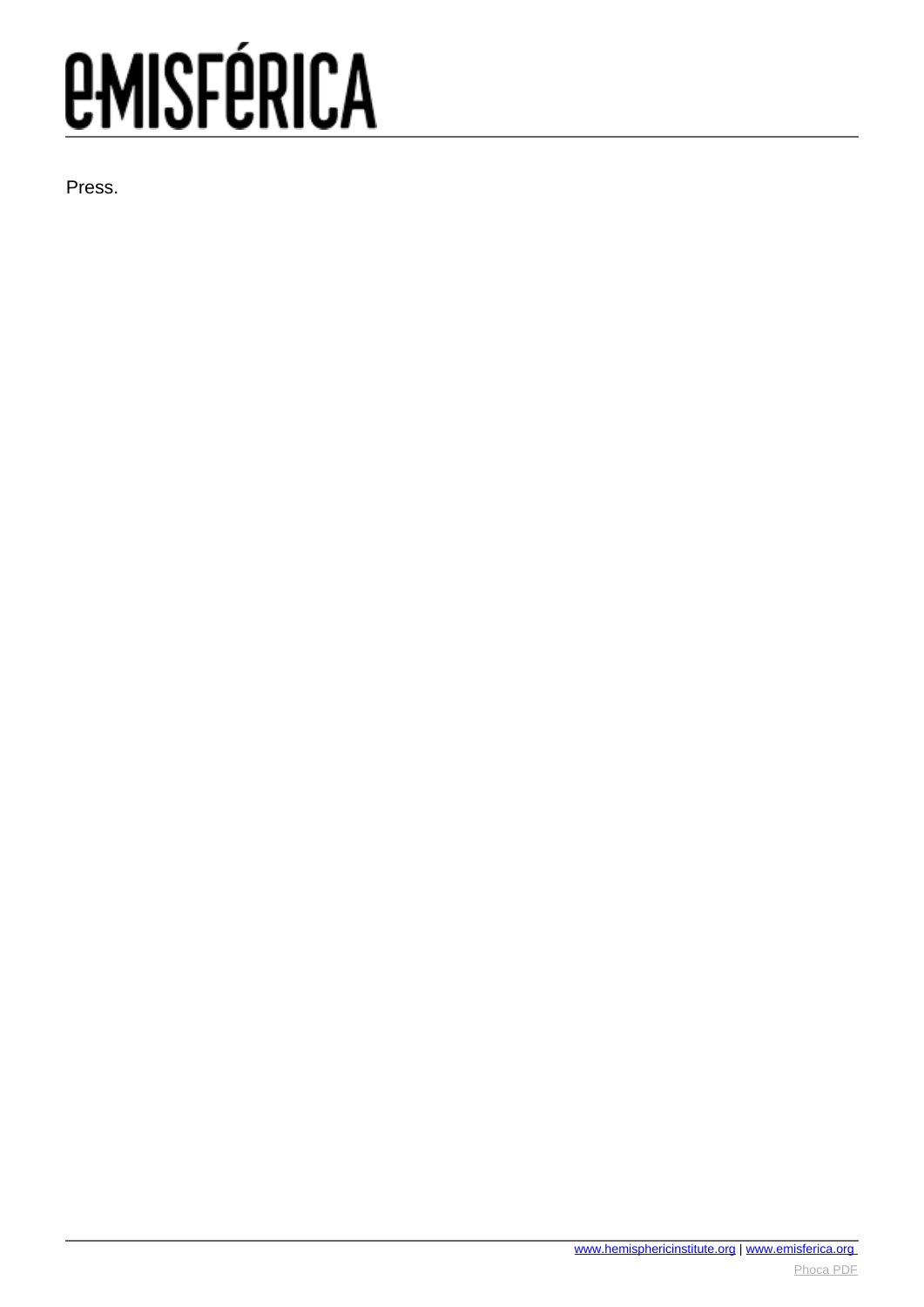Press.